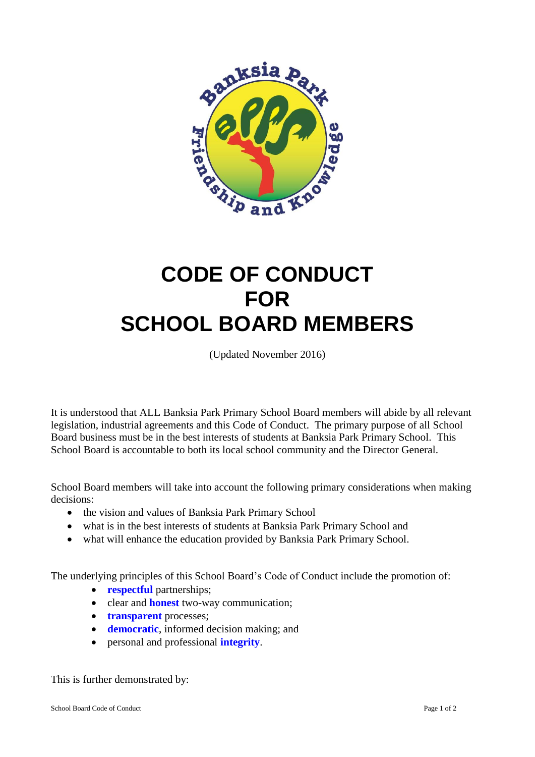# CODE OF CONDUCT FOR SCHOOL BOARD MEMBERS

(Updated November 2016)

It is understood that ALL Banksia Park Primary School Board members will abide by all relevant legislation, industrial agreements and this Code of Conduct. The primary purpose of all School Board business must be in the best interests of students at Banksia Park Primary School. This School Board is accountable to both its local school community and the Director General.

School Board members will take into account the following primary considerations when making decisions:

- the vision and values of Banksia Park Primary School
- what is in the best interests of students at Banksia Park Primary School and
- what will enhance the education provided by Banksia Park Primary School.

The underlying principles of this School Board's Code of Conduct include the promotion of:

- **respectful** partnerships;
- clear and **honest** two-way communication;
- **transparent** processes;
- **democratic**, informed decision making; and
- personal and professional **integrity**.

This is further demonstrated by: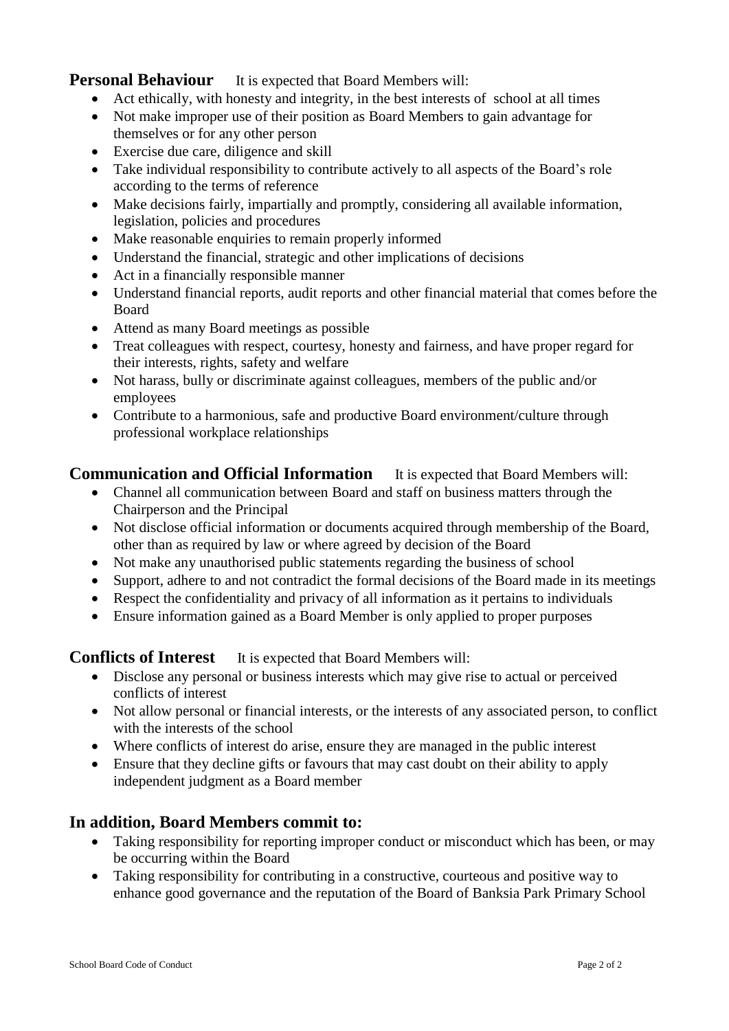**Personal Behaviour** It is expected that Board Members will:

- Act ethically, with honesty and integrity, in the best interests of school at all times
- Not make improper use of their position as Board Members to gain advantage for themselves or for any other person
- Exercise due care, diligence and skill
- Take individual responsibility to contribute actively to all aspects of the Board's role according to the terms of reference
- Make decisions fairly, impartially and promptly, considering all available information, legislation, policies and procedures
- Make reasonable enquiries to remain properly informed
- Understand the financial, strategic and other implications of decisions
- Act in a financially responsible manner
- Understand financial reports, audit reports and other financial material that comes before the Board
- Attend as many Board meetings as possible
- Treat colleagues with respect, courtesy, honesty and fairness, and have proper regard for their interests, rights, safety and welfare
- Not harass, bully or discriminate against colleagues, members of the public and/or employees
- Contribute to a harmonious, safe and productive Board environment/culture through professional workplace relationships

**Communication and Official Information** It is expected that Board Members will:

- Channel all communication between Board and staff on business matters through the Chairperson and the Principal
- Not disclose official information or documents acquired through membership of the Board, other than as required by law or where agreed by decision of the Board
- Not make any unauthorised public statements regarding the business of school
- Support, adhere to and not contradict the formal decisions of the Board made in its meetings
- Respect the confidentiality and privacy of all information as it pertains to individuals
- Ensure information gained as a Board Member is only applied to proper purposes

**Conflicts of Interest** It is expected that Board Members will:

- Disclose any personal or business interests which may give rise to actual or perceived conflicts of interest
- Not allow personal or financial interests, or the interests of any associated person, to conflict with the interests of the school
- Where conflicts of interest do arise, ensure they are managed in the public interest
- Ensure that they decline gifts or favours that may cast doubt on their ability to apply independent judgment as a Board member

**In addition, Board Members commit to:**

- Taking responsibility for reporting improper conduct or misconduct which has been, or may be occurring within the Board
- Taking responsibility for contributing in a constructive, courteous and positive way to enhance good governance and the reputation of the Board of Banksia Park Primary School